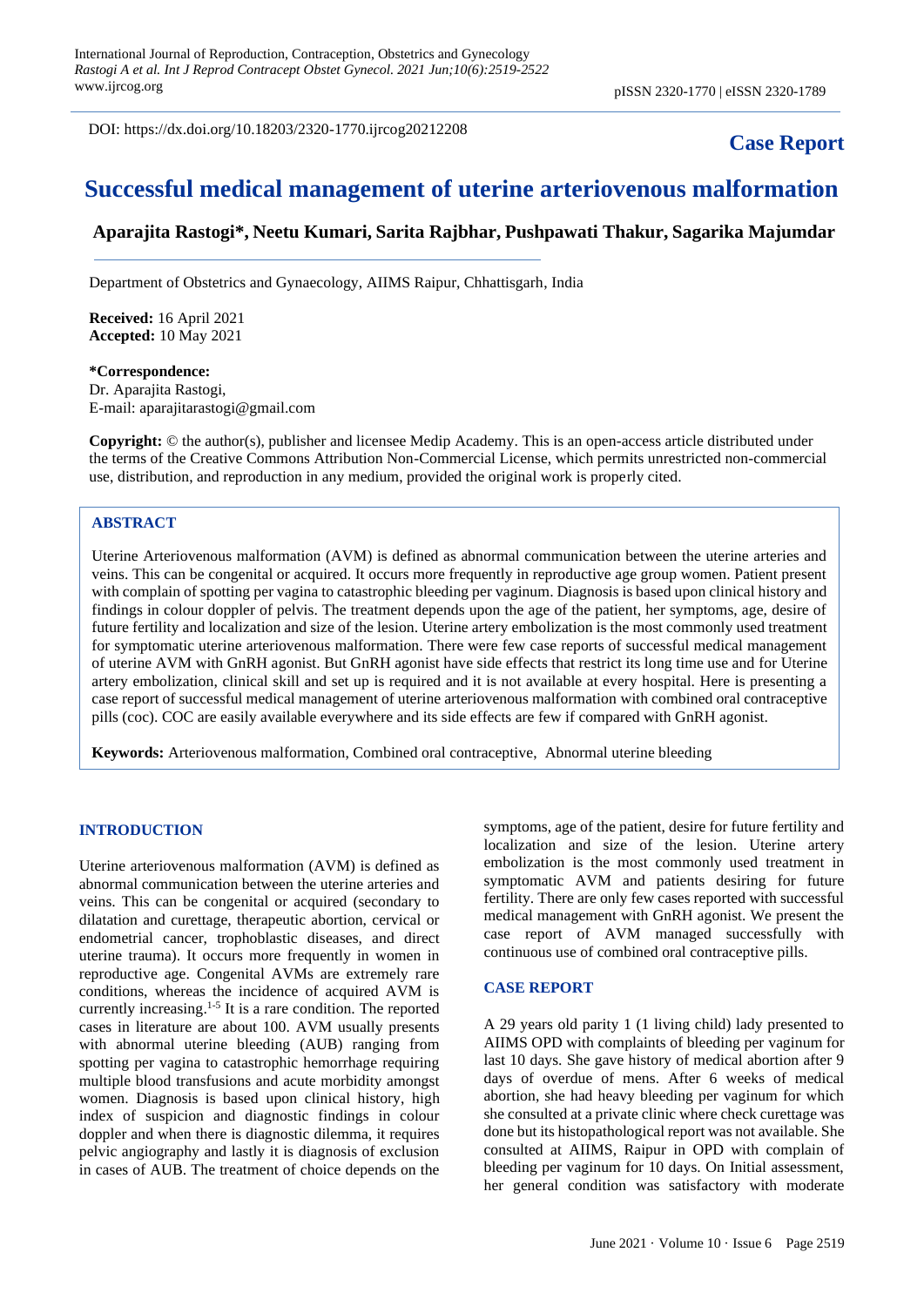DOI: https://dx.doi.org/10.18203/2320-1770.ijrcog20212208

**Case Report**

# Successful medical management of uterine arteriovenous malformation

**Aparajita Rastogi*, Neetu Kumari, Sarita Rajbhar, Pushpawati Thakur, Sagarika Majumdar**

Department of Obstetrics and Gynaecology, AIIMS Raipur, Chhattisgarh, India

**Received:** 16 April 2021
**Accepted:** 10 May 2021

**\*Correspondence:**
Dr. Aparajita Rastogi,
E-mail: aparajitarastogi@gmail.com

**Copyright:** © the author(s), publisher and licensee Medip Academy. This is an open-access article distributed under the terms of the Creative Commons Attribution Non-Commercial License, which permits unrestricted non-commercial use, distribution, and reproduction in any medium, provided the original work is properly cited.

## ABSTRACT

Uterine Arteriovenous malformation (AVM) is defined as abnormal communication between the uterine arteries and veins. This can be congenital or acquired. It occurs more frequently in reproductive age group women. Patient present with complain of spotting per vagina to catastrophic bleeding per vaginum. Diagnosis is based upon clinical history and findings in colour doppler of pelvis. The treatment depends upon the age of the patient, her symptoms, age, desire of future fertility and localization and size of the lesion. Uterine artery embolization is the most commonly used treatment for symptomatic uterine arteriovenous malformation. There were few case reports of successful medical management of uterine AVM with GnRH agonist. But GnRH agonist have side effects that restrict its long time use and for Uterine artery embolization, clinical skill and set up is required and it is not available at every hospital. Here is presenting a case report of successful medical management of uterine arteriovenous malformation with combined oral contraceptive pills (coc). COC are easily available everywhere and its side effects are few if compared with GnRH agonist.

**Keywords:** Arteriovenous malformation, Combined oral contraceptive, Abnormal uterine bleeding

## INTRODUCTION

Uterine arteriovenous malformation (AVM) is defined as abnormal communication between the uterine arteries and veins. This can be congenital or acquired (secondary to dilatation and curettage, therapeutic abortion, cervical or endometrial cancer, trophoblastic diseases, and direct uterine trauma). It occurs more frequently in women in reproductive age. Congenital AVMs are extremely rare conditions, whereas the incidence of acquired AVM is currently increasing.[1-5] It is a rare condition. The reported cases in literature are about 100. AVM usually presents with abnormal uterine bleeding (AUB) ranging from spotting per vagina to catastrophic hemorrhage requiring multiple blood transfusions and acute morbidity amongst women. Diagnosis is based upon clinical history, high index of suspicion and diagnostic findings in colour doppler and when there is diagnostic dilemma, it requires pelvic angiography and lastly it is diagnosis of exclusion in cases of AUB. The treatment of choice depends on the symptoms, age of the patient, desire for future fertility and localization and size of the lesion. Uterine artery embolization is the most commonly used treatment in symptomatic AVM and patients desiring for future fertility. There are only few cases reported with successful medical management with GnRH agonist. We present the case report of AVM managed successfully with continuous use of combined oral contraceptive pills.

## CASE REPORT

A 29 years old parity 1 (1 living child) lady presented to AIIMS OPD with complaints of bleeding per vaginum for last 10 days. She gave history of medical abortion after 9 days of overdue of mens. After 6 weeks of medical abortion, she had heavy bleeding per vaginum for which she consulted at a private clinic where check curettage was done but its histopathological report was not available. She consulted at AIIMS, Raipur in OPD with complain of bleeding per vaginum for 10 days. On Initial assessment, her general condition was satisfactory with moderate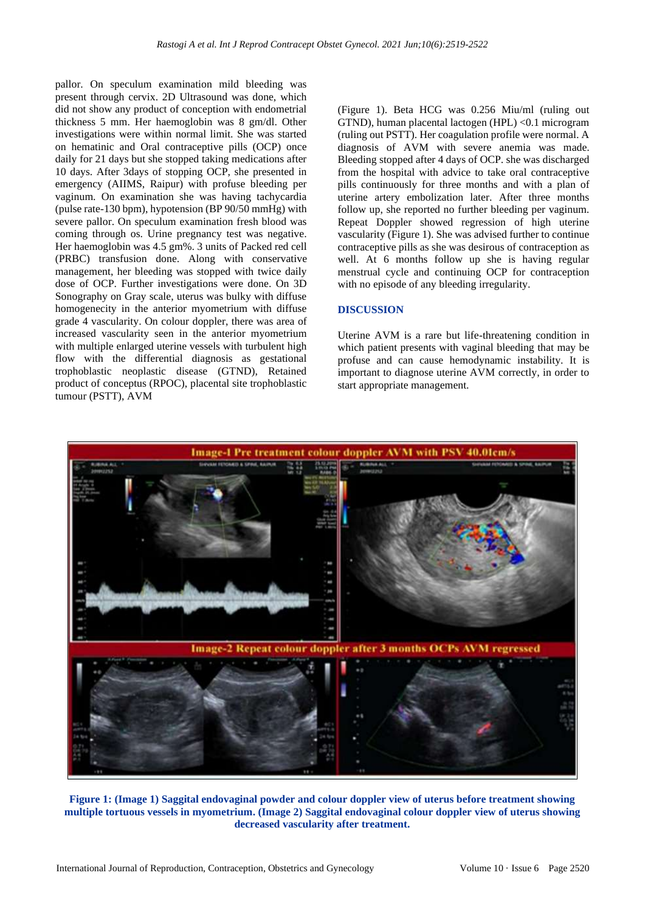pallor. On speculum examination mild bleeding was present through cervix. 2D Ultrasound was done, which did not show any product of conception with endometrial thickness 5 mm. Her haemoglobin was 8 gm/dl. Other investigations were within normal limit. She was started on hematinic and Oral contraceptive pills (OCP) once daily for 21 days but she stopped taking medications after 10 days. After 3days of stopping OCP, she presented in emergency (AIIMS, Raipur) with profuse bleeding per vaginum. On examination she was having tachycardia (pulse rate-130 bpm), hypotension (BP 90/50 mmHg) with severe pallor. On speculum examination fresh blood was coming through os. Urine pregnancy test was negative. Her haemoglobin was 4.5 gm%. 3 units of Packed red cell (PRBC) transfusion done. Along with conservative management, her bleeding was stopped with twice daily dose of OCP. Further investigations were done. On 3D Sonography on Gray scale, uterus was bulky with diffuse homogenecity in the anterior myometrium with diffuse grade 4 vascularity. On colour doppler, there was area of increased vascularity seen in the anterior myometrium with multiple enlarged uterine vessels with turbulent high flow with the differential diagnosis as gestational trophoblastic neoplastic disease (GTND), Retained product of conceptus (RPOC), placental site trophoblastic tumour (PSTT), AVM (Figure 1). Beta HCG was 0.256 Miu/ml (ruling out GTND), human placental lactogen (HPL) <0.1 microgram (ruling out PSTT). Her coagulation profile were normal. A diagnosis of AVM with severe anemia was made. Bleeding stopped after 4 days of OCP. she was discharged from the hospital with advice to take oral contraceptive pills continuously for three months and with a plan of uterine artery embolization later. After three months follow up, she reported no further bleeding per vaginum. Repeat Doppler showed regression of high uterine vascularity (Figure 1). She was advised further to continue contraceptive pills as she was desirous of contraception as well. At 6 months follow up she is having regular menstrual cycle and continuing OCP for contraception with no episode of any bleeding irregularity.

## DISCUSSION

Uterine AVM is a rare but life-threatening condition in which patient presents with vaginal bleeding that may be profuse and can cause hemodynamic instability. It is important to diagnose uterine AVM correctly, in order to start appropriate management.

**Figure 1: (Image 1) Saggital endovaginal powder and colour doppler view of uterus before treatment showing multiple tortuous vessels in myometrium. (Image 2) Saggital endovaginal colour doppler view of uterus showing decreased vascularity after treatment.**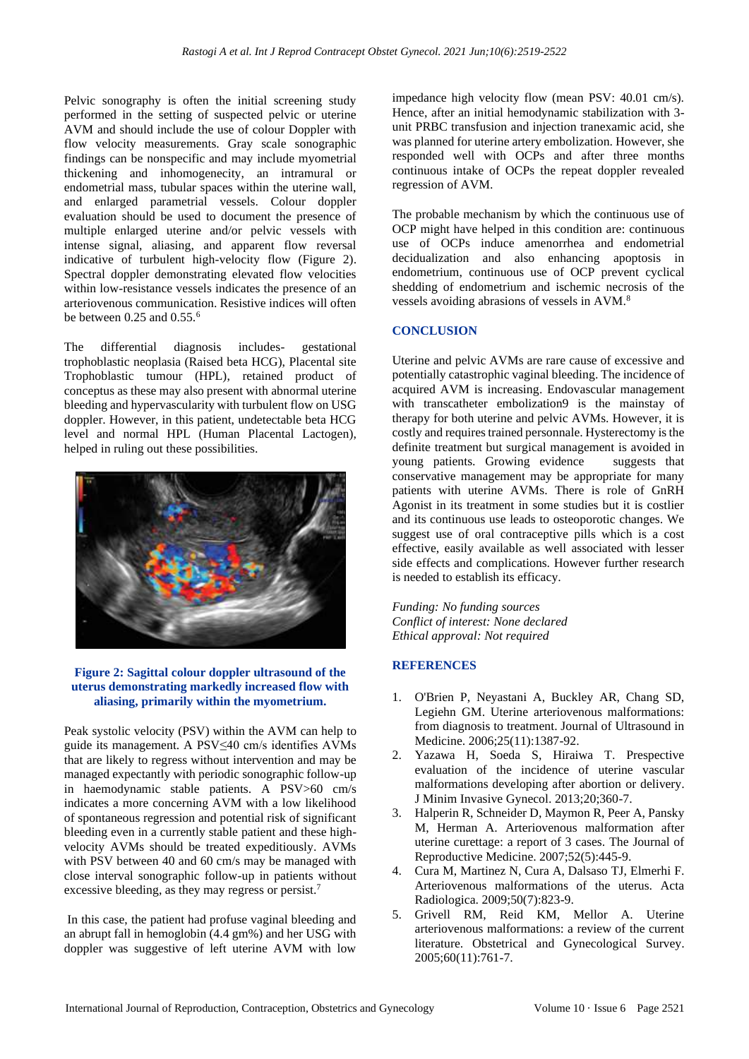Pelvic sonography is often the initial screening study performed in the setting of suspected pelvic or uterine AVM and should include the use of colour Doppler with flow velocity measurements. Gray scale sonographic findings can be nonspecific and may include myometrial thickening and inhomogenecity, an intramural or endometrial mass, tubular spaces within the uterine wall, and enlarged parametrial vessels. Colour doppler evaluation should be used to document the presence of multiple enlarged uterine and/or pelvic vessels with intense signal, aliasing, and apparent flow reversal indicative of turbulent high-velocity flow (Figure 2). Spectral doppler demonstrating elevated flow velocities within low-resistance vessels indicates the presence of an arteriovenous communication. Resistive indices will often be between 0.25 and 0.55.[6]

The differential diagnosis includes- gestational trophoblastic neoplasia (Raised beta HCG), Placental site Trophoblastic tumour (HPL), retained product of conceptus as these may also present with abnormal uterine bleeding and hypervascularity with turbulent flow on USG doppler. However, in this patient, undetectable beta HCG level and normal HPL (Human Placental Lactogen), helped in ruling out these possibilities.

**Figure 2: Sagittal colour doppler ultrasound of the uterus demonstrating markedly increased flow with aliasing, primarily within the myometrium.**

Peak systolic velocity (PSV) within the AVM can help to guide its management. A PSV≤40 cm/s identifies AVMs that are likely to regress without intervention and may be managed expectantly with periodic sonographic follow-up in haemodynamic stable patients. A PSV>60 cm/s indicates a more concerning AVM with a low likelihood of spontaneous regression and potential risk of significant bleeding even in a currently stable patient and these high-velocity AVMs should be treated expeditiously. AVMs with PSV between 40 and 60 cm/s may be managed with close interval sonographic follow-up in patients without excessive bleeding, as they may regress or persist.[7]

In this case, the patient had profuse vaginal bleeding and an abrupt fall in hemoglobin (4.4 gm%) and her USG with doppler was suggestive of left uterine AVM with low impedance high velocity flow (mean PSV: 40.01 cm/s). Hence, after an initial hemodynamic stabilization with 3-unit PRBC transfusion and injection tranexamic acid, she was planned for uterine artery embolization. However, she responded well with OCPs and after three months continuous intake of OCPs the repeat doppler revealed regression of AVM.

The probable mechanism by which the continuous use of OCP might have helped in this condition are: continuous use of OCPs induce amenorrhea and endometrial decidualization and also enhancing apoptosis in endometrium, continuous use of OCP prevent cyclical shedding of endometrium and ischemic necrosis of the vessels avoiding abrasions of vessels in AVM.[8]

## CONCLUSION

Uterine and pelvic AVMs are rare cause of excessive and potentially catastrophic vaginal bleeding. The incidence of acquired AVM is increasing. Endovascular management with transcatheter embolization9 is the mainstay of therapy for both uterine and pelvic AVMs. However, it is costly and requires trained personnale. Hysterectomy is the definite treatment but surgical management is avoided in young patients. Growing evidence suggests that conservative management may be appropriate for many patients with uterine AVMs. There is role of GnRH Agonist in its treatment in some studies but it is costlier and its continuous use leads to osteoporotic changes. We suggest use of oral contraceptive pills which is a cost effective, easily available as well associated with lesser side effects and complications. However further research is needed to establish its efficacy.

*Funding: No funding sources*
*Conflict of interest: None declared*
*Ethical approval: Not required*

## REFERENCES

1. O'Brien P, Neyastani A, Buckley AR, Chang SD, Legiehn GM. Uterine arteriovenous malformations: from diagnosis to treatment. Journal of Ultrasound in Medicine. 2006;25(11):1387-92.
2. Yazawa H, Soeda S, Hiraiwa T. Prespective evaluation of the incidence of uterine vascular malformations developing after abortion or delivery. J Minim Invasive Gynecol. 2013;20;360-7.
3. Halperin R, Schneider D, Maymon R, Peer A, Pansky M, Herman A. Arteriovenous malformation after uterine curettage: a report of 3 cases. The Journal of Reproductive Medicine. 2007;52(5):445-9.
4. Cura M, Martinez N, Cura A, Dalsaso TJ, Elmerhi F. Arteriovenous malformations of the uterus. Acta Radiologica. 2009;50(7):823-9.
5. Grivell RM, Reid KM, Mellor A. Uterine arteriovenous malformations: a review of the current literature. Obstetrical and Gynecological Survey. 2005;60(11):761-7.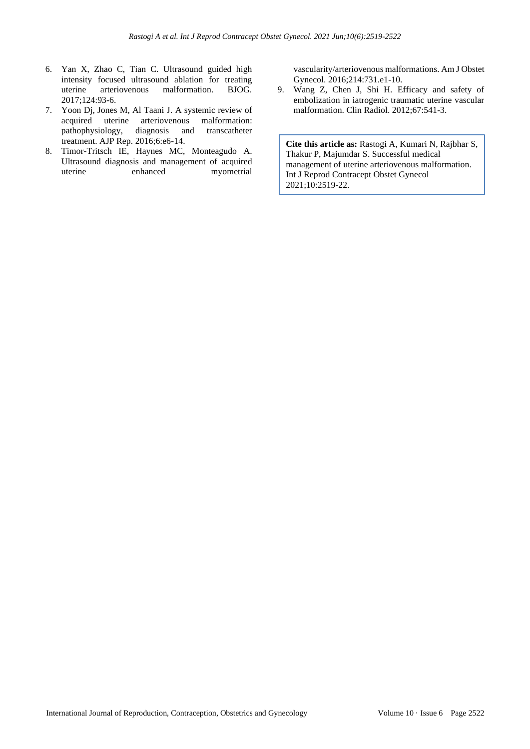6. Yan X, Zhao C, Tian C. Ultrasound guided high intensity focused ultrasound ablation for treating uterine arteriovenous malformation. BJOG. 2017;124:93-6.
7. Yoon Dj, Jones M, Al Taani J. A systemic review of acquired uterine arteriovenous malformation: pathophysiology, diagnosis and transcatheter treatment. AJP Rep. 2016;6:e6-14.
8. Timor-Tritsch IE, Haynes MC, Monteagudo A. Ultrasound diagnosis and management of acquired uterine enhanced myometrial vascularity/arteriovenous malformations. Am J Obstet Gynecol. 2016;214:731.e1-10.
9. Wang Z, Chen J, Shi H. Efficacy and safety of embolization in iatrogenic traumatic uterine vascular malformation. Clin Radiol. 2012;67:541-3.

**Cite this article as:** Rastogi A, Kumari N, Rajbhar S, Thakur P, Majumdar S. Successful medical management of uterine arteriovenous malformation. Int J Reprod Contracept Obstet Gynecol 2021;10:2519-22.